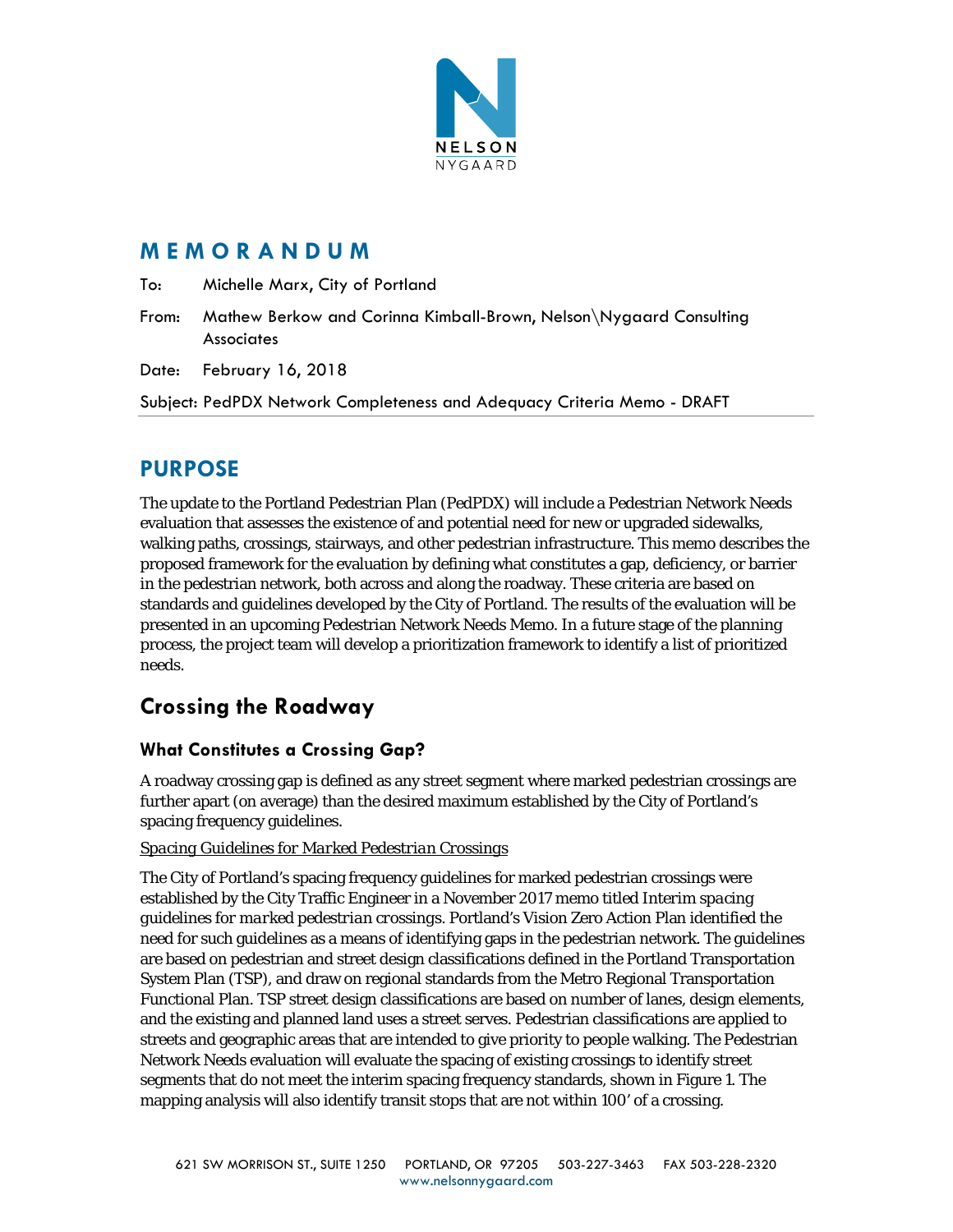# MEMORANDUM

To: Michelle Marx, City of Portland

From: Mathew Berkow and Corinna Kimball-Brown, Nelson\Nygaard Consulting Associates

Date: February 16, 2018

Subject: PedPDX Network Completeness and Adequacy Criteria Memo - DRAFT

## PURPOSE

The update to the Portland Pedestrian Plan (PedPDX) will include a Pedestrian Network Needs evaluation that assesses the existence of and potential need for new or upgraded sidewalks, walking paths, crossings, stairways, and other pedestrian infrastructure. This memo describes the proposed framework for the evaluation by defining what constitutes a gap, deficiency, or barrier in the pedestrian network, both across and along the roadway. These criteria are based on standards and guidelines developed by the City of Portland. The results of the evaluation will be presented in an upcoming Pedestrian Network Needs Memo. In a future stage of the planning process, the project team will develop a prioritization framework to identify a list of prioritized needs.

## Crossing the Roadway

### What Constitutes a Crossing Gap?

A roadway crossing gap is defined as any street segment where marked pedestrian crossings are further apart (on average) than the desired maximum established by the City of Portland's spacing frequency guidelines.

*Spacing Guidelines for Marked Pedestrian Crossings*

The City of Portland's spacing frequency guidelines for marked pedestrian crossings were established by the City Traffic Engineer in a November 2017 memo titled *Interim spacing guidelines for marked pedestrian crossings*. Portland's Vision Zero Action Plan identified the need for such guidelines as a means of identifying gaps in the pedestrian network. The guidelines are based on pedestrian and street design classifications defined in the Portland Transportation System Plan (TSP), and draw on regional standards from the Metro Regional Transportation Functional Plan. TSP street design classifications are based on number of lanes, design elements, and the existing and planned land uses a street serves. Pedestrian classifications are applied to streets and geographic areas that are intended to give priority to people walking. The Pedestrian Network Needs evaluation will evaluate the spacing of existing crossings to identify street segments that do not meet the interim spacing frequency standards, shown in Figure 1. The mapping analysis will also identify transit stops that are not within 100' of a crossing.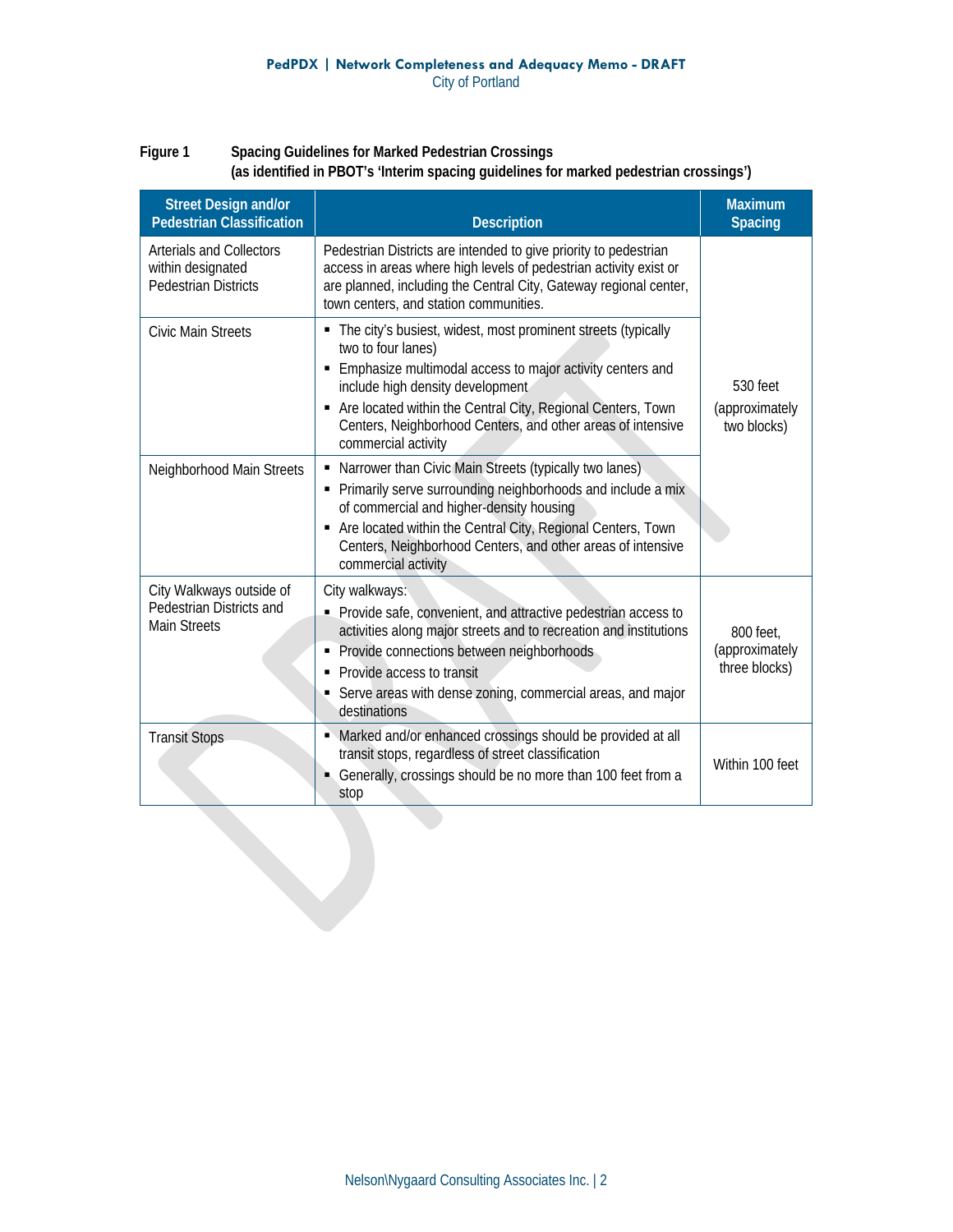**Figure 1 Spacing Guidelines for Marked Pedestrian Crossings (as identified in PBOT's 'Interim spacing guidelines for marked pedestrian crossings')**

| Street Design and/or Pedestrian Classification | Description | Maximum Spacing |
|---|---|---|
| Arterials and Collectors within designated Pedestrian Districts | Pedestrian Districts are intended to give priority to pedestrian access in areas where high levels of pedestrian activity exist or are planned, including the Central City, Gateway regional center, town centers, and station communities. | 530 feet (approximately two blocks) |
| Civic Main Streets | ▪ The city's busiest, widest, most prominent streets (typically two to four lanes)<br>▪ Emphasize multimodal access to major activity centers and include high density development<br>▪ Are located within the Central City, Regional Centers, Town Centers, Neighborhood Centers, and other areas of intensive commercial activity | |
| Neighborhood Main Streets | ▪ Narrower than Civic Main Streets (typically two lanes)<br>▪ Primarily serve surrounding neighborhoods and include a mix of commercial and higher-density housing<br>▪ Are located within the Central City, Regional Centers, Town Centers, Neighborhood Centers, and other areas of intensive commercial activity | |
| City Walkways outside of Pedestrian Districts and Main Streets | City walkways:<br>▪ Provide safe, convenient, and attractive pedestrian access to activities along major streets and to recreation and institutions<br>▪ Provide connections between neighborhoods<br>▪ Provide access to transit<br>▪ Serve areas with dense zoning, commercial areas, and major destinations | 800 feet, (approximately three blocks) |
| Transit Stops | ▪ Marked and/or enhanced crossings should be provided at all transit stops, regardless of street classification<br>▪ Generally, crossings should be no more than 100 feet from a stop | Within 100 feet |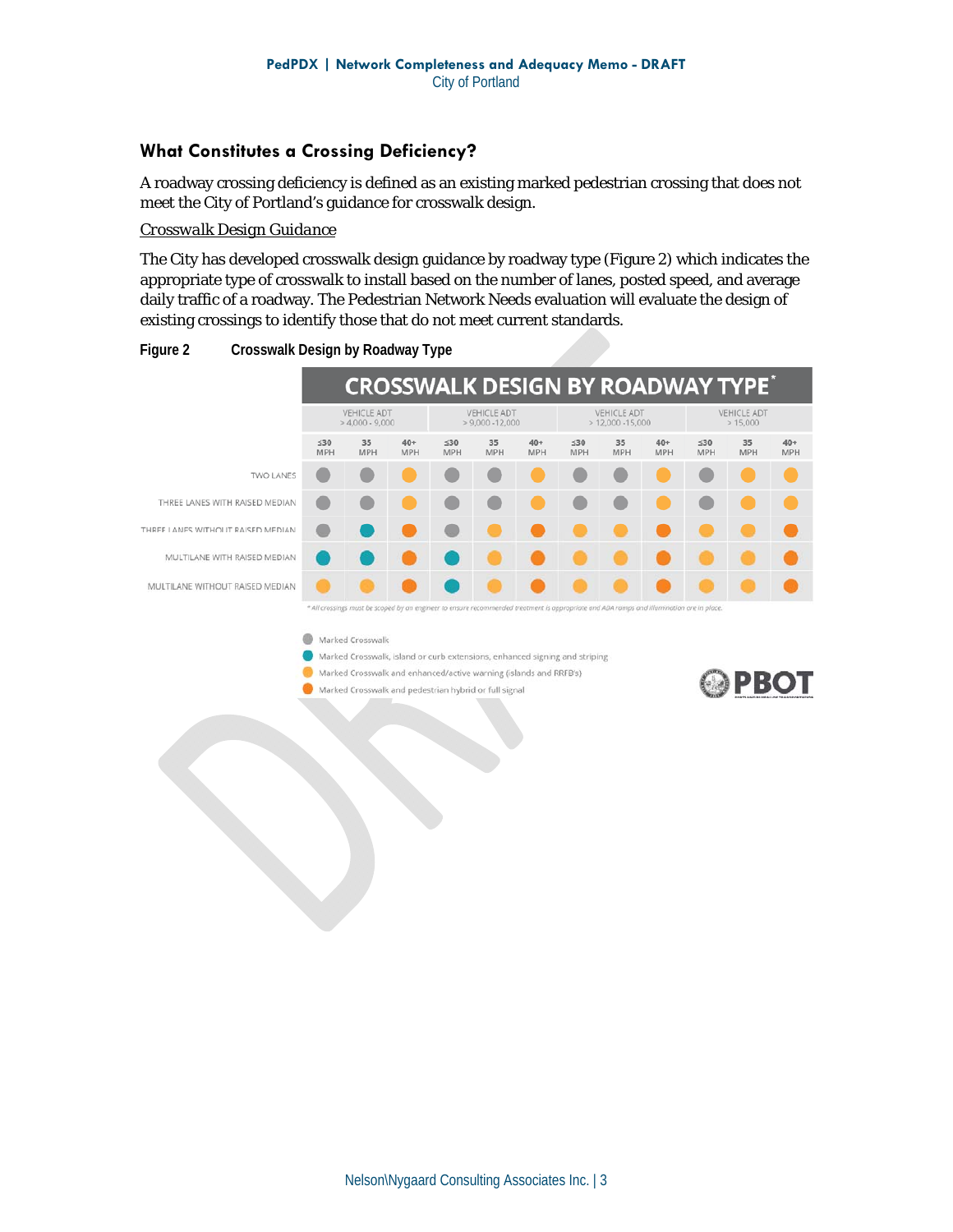### What Constitutes a Crossing Deficiency?

A roadway crossing deficiency is defined as an existing marked pedestrian crossing that does not meet the City of Portland's guidance for crosswalk design.

Crosswalk Design Guidance

The City has developed crosswalk design guidance by roadway type (Figure 2) which indicates the appropriate type of crosswalk to install based on the number of lanes, posted speed, and average daily traffic of a roadway. The Pedestrian Network Needs evaluation will evaluate the design of existing crossings to identify those that do not meet current standards.

**Figure 2 Crosswalk Design by Roadway Type**

**CROSSWALK DESIGN BY ROADWAY TYPE***

| | VEHICLE ADT > 4,000 - 9,000 | | | VEHICLE ADT > 9,000 - 12,000 | | | VEHICLE ADT > 12,000 - 15,000 | | | VEHICLE ADT > 15,000 | | |
|---|---|---|---|---|---|---|---|---|---|---|---|---|
| | ≤30 MPH | 35 MPH | 40+ MPH | ≤30 MPH | 35 MPH | 40+ MPH | ≤30 MPH | 35 MPH | 40+ MPH | ≤30 MPH | 35 MPH | 40+ MPH |
| TWO LANES | Gray | Gray | Yellow | Gray | Gray | Yellow | Gray | Gray | Yellow | Gray | Yellow | Yellow |
| THREE LANES WITH RAISED MEDIAN | Gray | Gray | Yellow | Gray | Gray | Yellow | Gray | Gray | Yellow | Gray | Yellow | Yellow |
| THREE LANES WITHOUT RAISED MEDIAN | Gray | Teal | Orange | Gray | Yellow | Orange | Yellow | Yellow | Orange | Yellow | Yellow | Orange |
| MULTILANE WITH RAISED MEDIAN | Teal | Teal | Orange | Teal | Yellow | Orange | Yellow | Yellow | Orange | Yellow | Yellow | Orange |
| MULTILANE WITHOUT RAISED MEDIAN | Yellow | Yellow | Orange | Teal | Yellow | Orange | Yellow | Yellow | Orange | Yellow | Yellow | Orange |

*All crossings must be scoped by an engineer to ensure recommended treatment is appropriate and ADA ramps and illumination are in place.

- Gray: Marked Crosswalk
- Teal: Marked Crosswalk, island or curb extensions, enhanced signing and striping
- Yellow: Marked Crosswalk and enhanced/active warning (islands and RRFB's)
- Orange: Marked Crosswalk and pedestrian hybrid or full signal

PBOT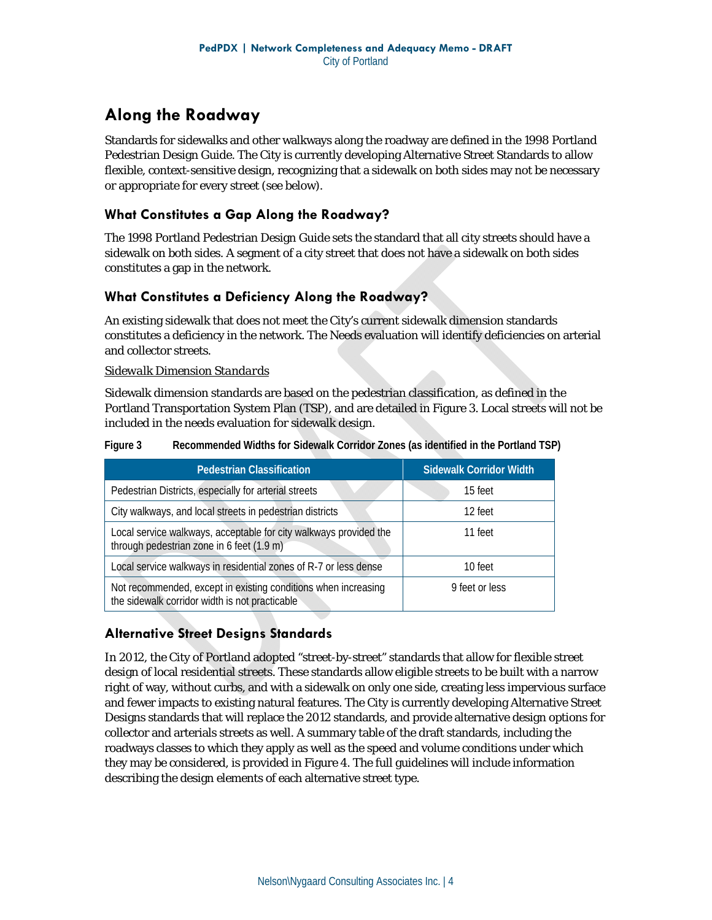## Along the Roadway

Standards for sidewalks and other walkways along the roadway are defined in the 1998 Portland Pedestrian Design Guide. The City is currently developing Alternative Street Standards to allow flexible, context-sensitive design, recognizing that a sidewalk on both sides may not be necessary or appropriate for every street (see below).

### What Constitutes a Gap Along the Roadway?

The 1998 Portland Pedestrian Design Guide sets the standard that all city streets should have a sidewalk on both sides. A segment of a city street that does not have a sidewalk on both sides constitutes a gap in the network.

### What Constitutes a Deficiency Along the Roadway?

An existing sidewalk that does not meet the City's current sidewalk dimension standards constitutes a deficiency in the network. The Needs evaluation will identify deficiencies on arterial and collector streets.

*Sidewalk Dimension Standards*

Sidewalk dimension standards are based on the pedestrian classification, as defined in the Portland Transportation System Plan (TSP), and are detailed in Figure 3. Local streets will not be included in the needs evaluation for sidewalk design.

**Figure 3 Recommended Widths for Sidewalk Corridor Zones (as identified in the Portland TSP)**

| Pedestrian Classification | Sidewalk Corridor Width |
|---|---|
| Pedestrian Districts, especially for arterial streets | 15 feet |
| City walkways, and local streets in pedestrian districts | 12 feet |
| Local service walkways, acceptable for city walkways provided the through pedestrian zone in 6 feet (1.9 m) | 11 feet |
| Local service walkways in residential zones of R-7 or less dense | 10 feet |
| Not recommended, except in existing conditions when increasing the sidewalk corridor width is not practicable | 9 feet or less |

### Alternative Street Designs Standards

In 2012, the City of Portland adopted "street-by-street" standards that allow for flexible street design of local residential streets. These standards allow eligible streets to be built with a narrow right of way, without curbs, and with a sidewalk on only one side, creating less impervious surface and fewer impacts to existing natural features. The City is currently developing Alternative Street Designs standards that will replace the 2012 standards, and provide alternative design options for collector and arterials streets as well. A summary table of the draft standards, including the roadways classes to which they apply as well as the speed and volume conditions under which they may be considered, is provided in Figure 4. The full guidelines will include information describing the design elements of each alternative street type.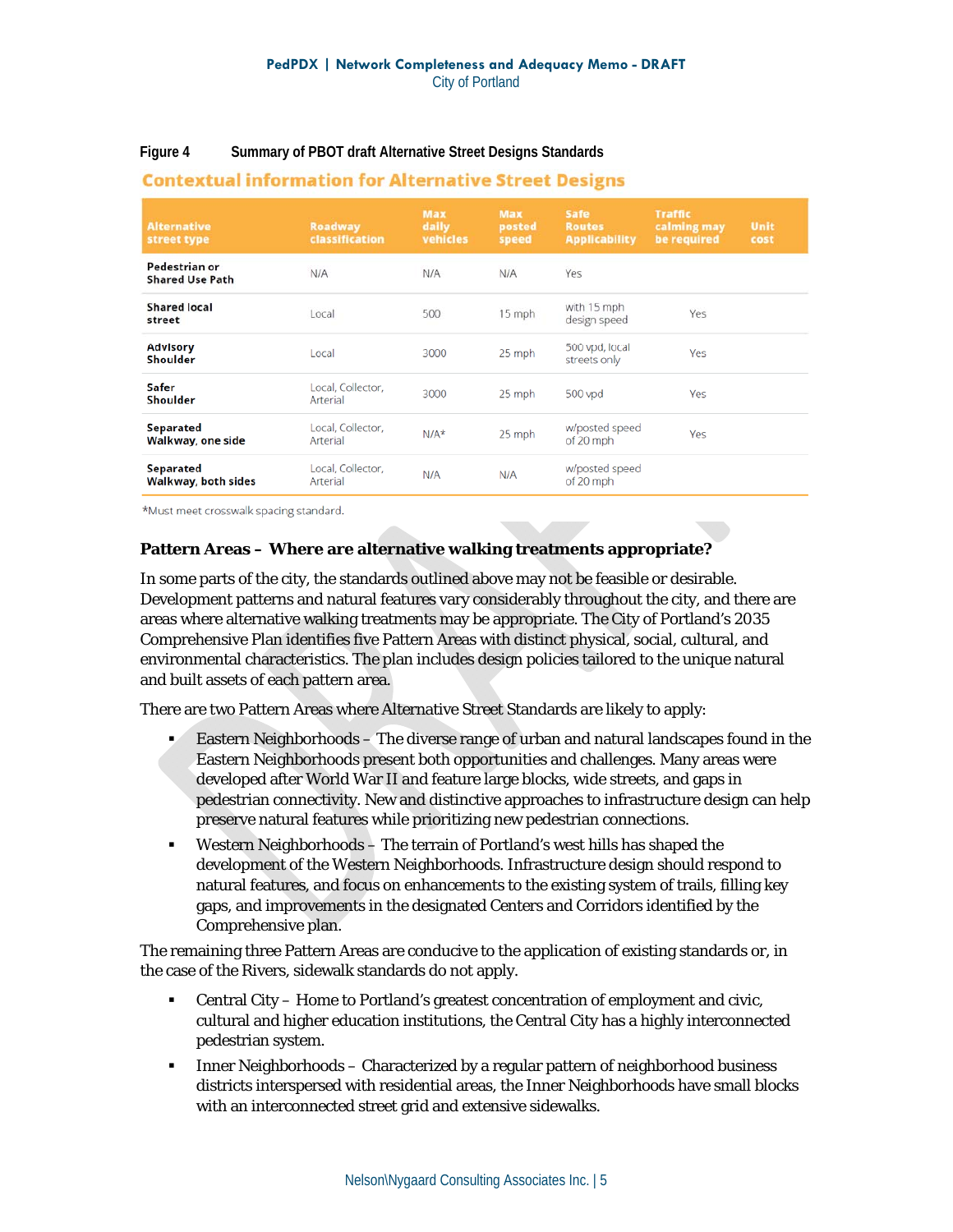**Figure 4 Summary of PBOT draft Alternative Street Designs Standards**

## Contextual information for Alternative Street Designs

| Alternative street type | Roadway classification | Max daily vehicles | Max posted speed | Safe Routes Applicability | Traffic calming may be required | Unit cost |
|---|---|---|---|---|---|---|
| **Pedestrian or Shared Use Path** | N/A | N/A | N/A | Yes | | |
| **Shared local street** | Local | 500 | 15 mph | with 15 mph design speed | Yes | |
| **Advisory Shoulder** | Local | 3000 | 25 mph | 500 vpd, local streets only | Yes | |
| **Safer Shoulder** | Local, Collector, Arterial | 3000 | 25 mph | 500 vpd | Yes | |
| **Separated Walkway, one side** | Local, Collector, Arterial | N/A* | 25 mph | w/posted speed of 20 mph | Yes | |
| **Separated Walkway, both sides** | Local, Collector, Arterial | N/A | N/A | w/posted speed of 20 mph | | |

*Must meet crosswalk spacing standard.

### Pattern Areas – Where are alternative walking treatments appropriate?

In some parts of the city, the standards outlined above may not be feasible or desirable. Development patterns and natural features vary considerably throughout the city, and there are areas where alternative walking treatments may be appropriate. The City of Portland's 2035 Comprehensive Plan identifies five Pattern Areas with distinct physical, social, cultural, and environmental characteristics. The plan includes design policies tailored to the unique natural and built assets of each pattern area.

There are two Pattern Areas where Alternative Street Standards are likely to apply:

- Eastern Neighborhoods – The diverse range of urban and natural landscapes found in the Eastern Neighborhoods present both opportunities and challenges. Many areas were developed after World War II and feature large blocks, wide streets, and gaps in pedestrian connectivity. New and distinctive approaches to infrastructure design can help preserve natural features while prioritizing new pedestrian connections.
- Western Neighborhoods – The terrain of Portland's west hills has shaped the development of the Western Neighborhoods. Infrastructure design should respond to natural features, and focus on enhancements to the existing system of trails, filling key gaps, and improvements in the designated Centers and Corridors identified by the Comprehensive plan.

The remaining three Pattern Areas are conducive to the application of existing standards or, in the case of the Rivers, sidewalk standards do not apply.

- Central City – Home to Portland's greatest concentration of employment and civic, cultural and higher education institutions, the Central City has a highly interconnected pedestrian system.
- Inner Neighborhoods – Characterized by a regular pattern of neighborhood business districts interspersed with residential areas, the Inner Neighborhoods have small blocks with an interconnected street grid and extensive sidewalks.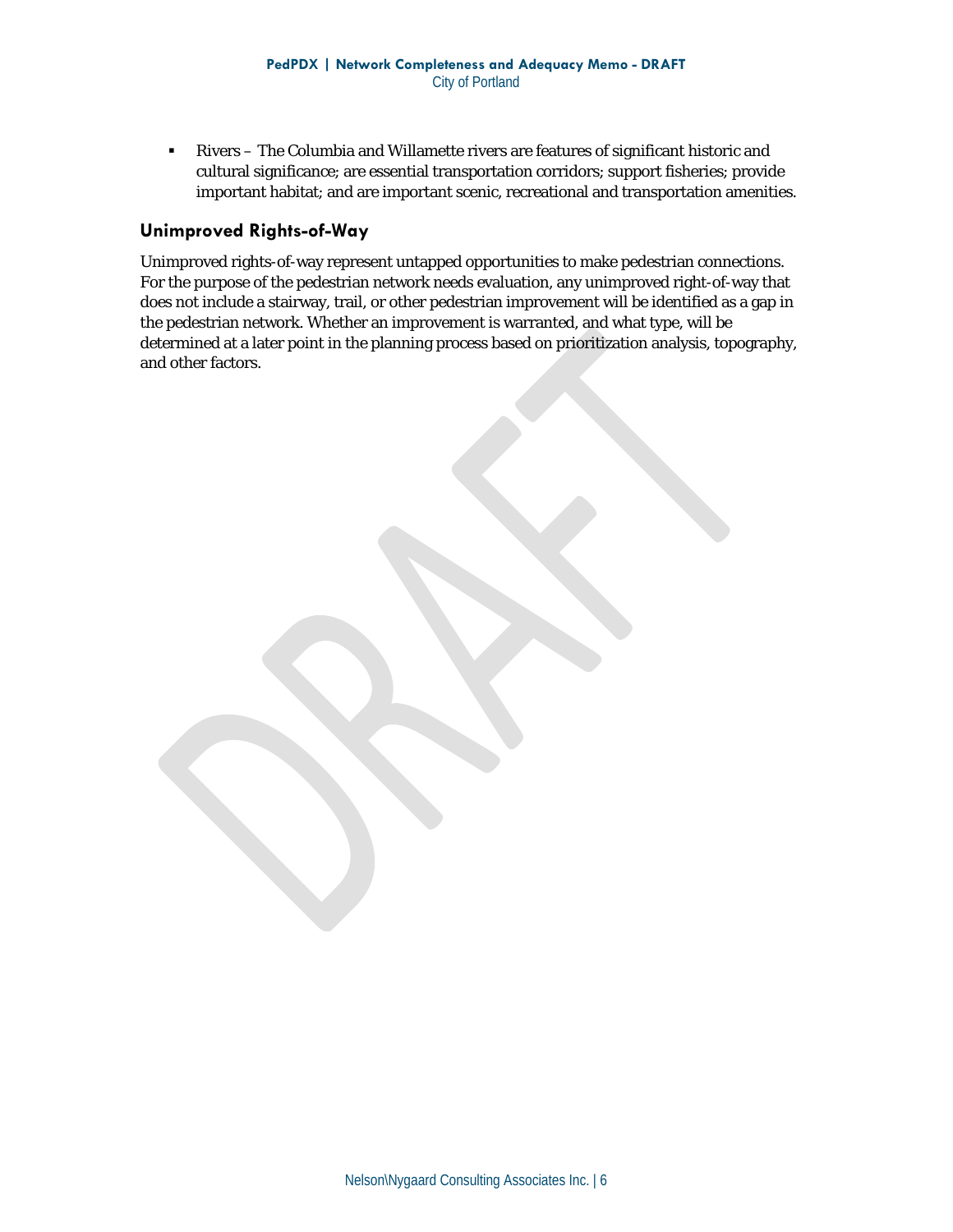- Rivers – The Columbia and Willamette rivers are features of significant historic and cultural significance; are essential transportation corridors; support fisheries; provide important habitat; and are important scenic, recreational and transportation amenities.

### Unimproved Rights-of-Way

Unimproved rights-of-way represent untapped opportunities to make pedestrian connections. For the purpose of the pedestrian network needs evaluation, any unimproved right-of-way that does not include a stairway, trail, or other pedestrian improvement will be identified as a gap in the pedestrian network. Whether an improvement is warranted, and what type, will be determined at a later point in the planning process based on prioritization analysis, topography, and other factors.